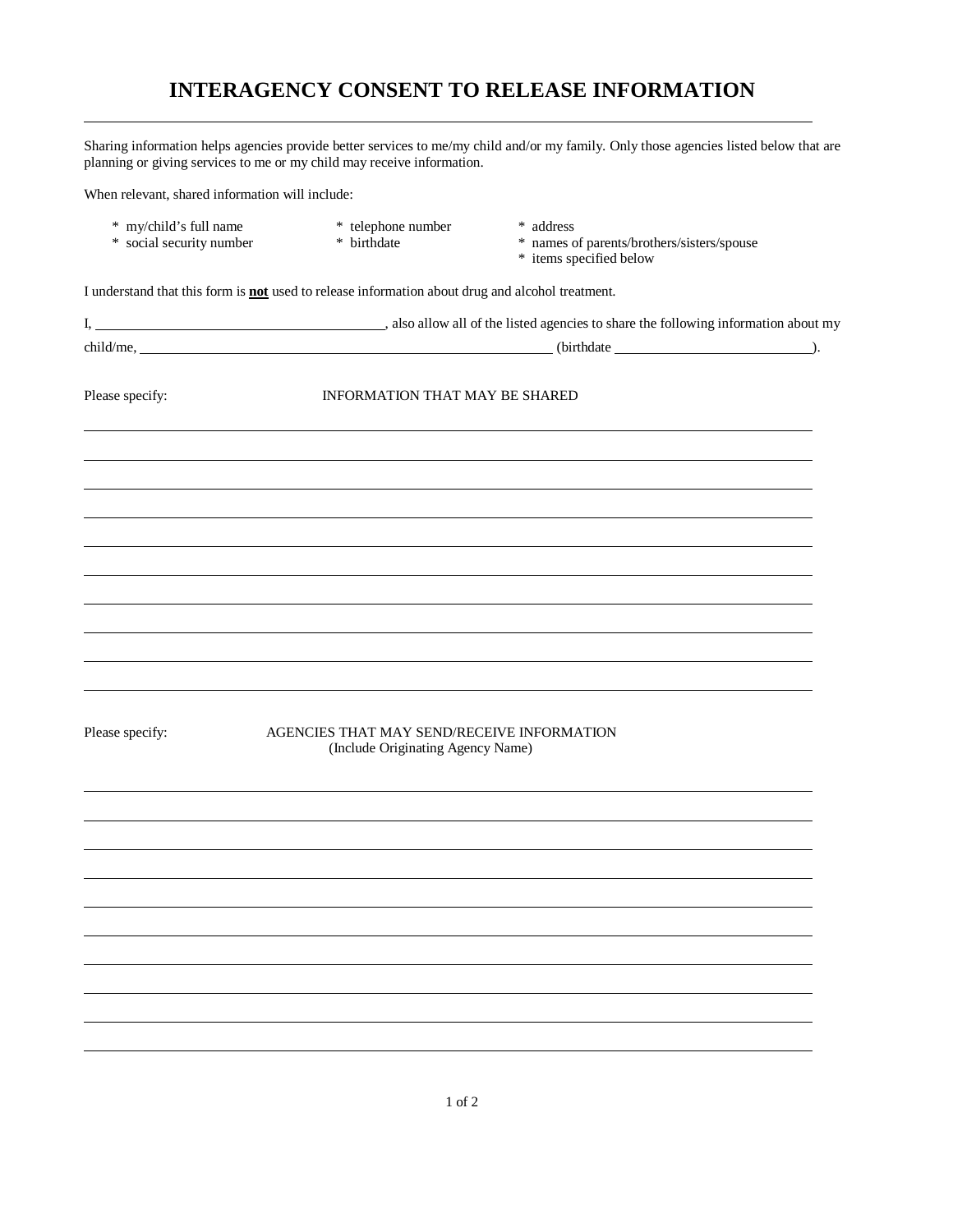# INTERAGENCY CONSENT TO RELEASE INFORMATION

Sharing information helps agencies provide better services to me/my child and/or my family. Only those agencies listed below that are planning or giving services to me or my child may receive information.

When relevant, shared information will include:

- my/child's full name
- social security number
- telephone number
- birthdate
- address
- names of parents/brothers/sisters/spouse
- items specified below

I understand that this form is **not** used to release information about drug and alcohol treatment.

I, ________________________________________, also allow all of the listed agencies to share the following information about my child/me, ____________________________________________________________ (birthdate ___________________________).

Please specify: INFORMATION THAT MAY BE SHARED

_______________________________________________________________________________________

_______________________________________________________________________________________

_______________________________________________________________________________________

_______________________________________________________________________________________

_______________________________________________________________________________________

_______________________________________________________________________________________

_______________________________________________________________________________________

_______________________________________________________________________________________

_______________________________________________________________________________________

_______________________________________________________________________________________

Please specify: AGENCIES THAT MAY SEND/RECEIVE INFORMATION
(Include Originating Agency Name)

_______________________________________________________________________________________

_______________________________________________________________________________________

_______________________________________________________________________________________

_______________________________________________________________________________________

_______________________________________________________________________________________

_______________________________________________________________________________________

_______________________________________________________________________________________

_______________________________________________________________________________________

_______________________________________________________________________________________

_______________________________________________________________________________________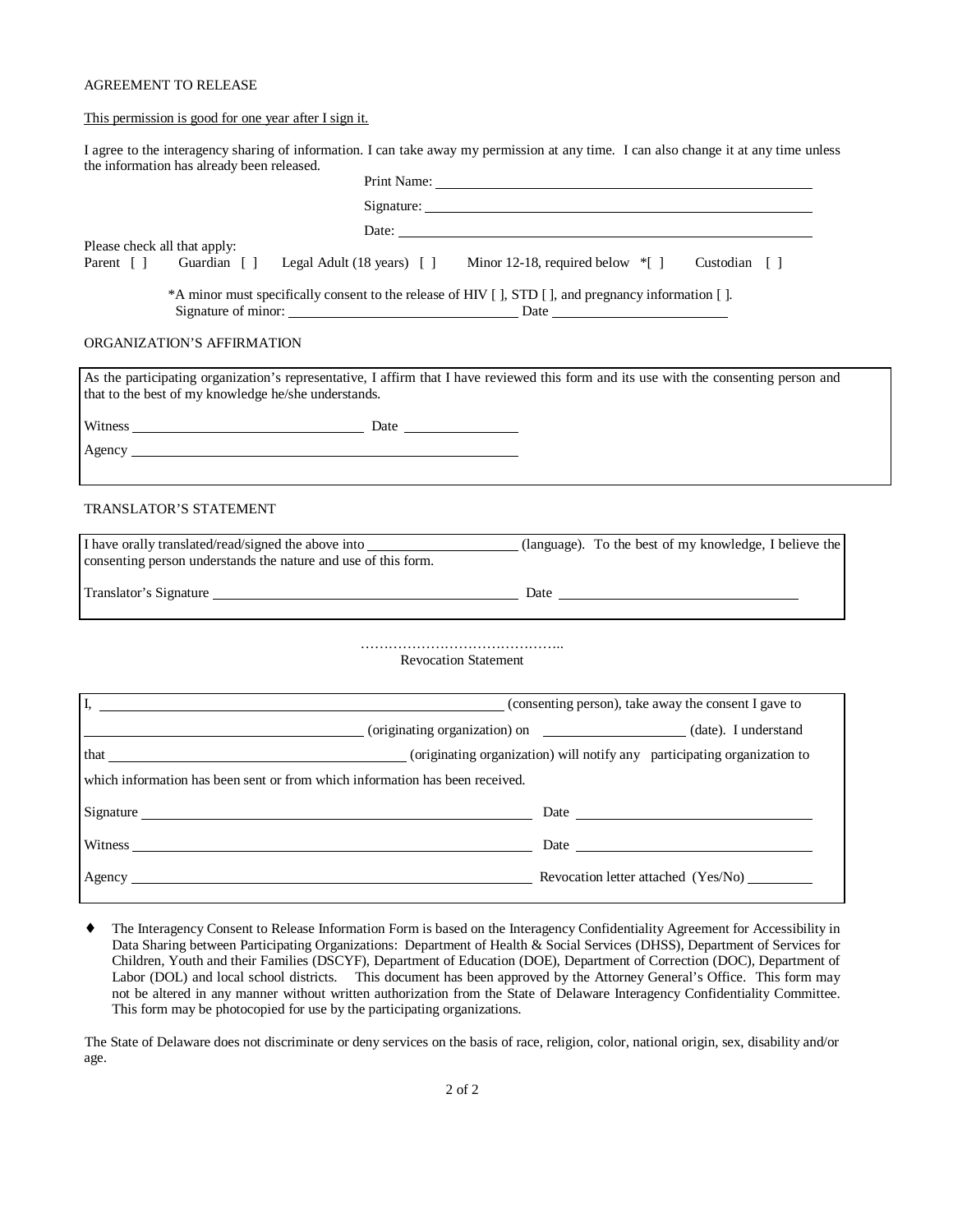## AGREEMENT TO RELEASE

This permission is good for one year after I sign it.

I agree to the interagency sharing of information. I can take away my permission at any time. I can also change it at any time unless the information has already been released.

Print Name: ______________________________

Signature: ______________________________

Date: ______________________________

Please check all that apply:

Parent [ ] Guardian [ ] Legal Adult (18 years) [ ] Minor 12-18, required below *[ ] Custodian [ ]

*A minor must specifically consent to the release of HIV [ ], STD [ ], and pregnancy information [ ].

Signature of minor: ______________________ Date ______________

## ORGANIZATION'S AFFIRMATION

As the participating organization's representative, I affirm that I have reviewed this form and its use with the consenting person and that to the best of my knowledge he/she understands.

Witness ______________________ Date ______________

Agency ______________________________

## TRANSLATOR'S STATEMENT

I have orally translated/read/signed the above into ______________ (language). To the best of my knowledge, I believe the consenting person understands the nature and use of this form.

Translator's Signature ______________________ Date ______________

……………………………………..

## Revocation Statement

I, ______________________________ (consenting person), take away the consent I gave to ______________________ (originating organization) on ______________ (date). I understand that ______________________ (originating organization) will notify any participating organization to which information has been sent or from which information has been received.

Signature ______________________ Date ______________

Witness ______________________ Date ______________

Agency ______________________ Revocation letter attached (Yes/No) ________

♦ The Interagency Consent to Release Information Form is based on the Interagency Confidentiality Agreement for Accessibility in Data Sharing between Participating Organizations: Department of Health & Social Services (DHSS), Department of Services for Children, Youth and their Families (DSCYF), Department of Education (DOE), Department of Correction (DOC), Department of Labor (DOL) and local school districts. This document has been approved by the Attorney General's Office. This form may not be altered in any manner without written authorization from the State of Delaware Interagency Confidentiality Committee. This form may be photocopied for use by the participating organizations.

The State of Delaware does not discriminate or deny services on the basis of race, religion, color, national origin, sex, disability and/or age.